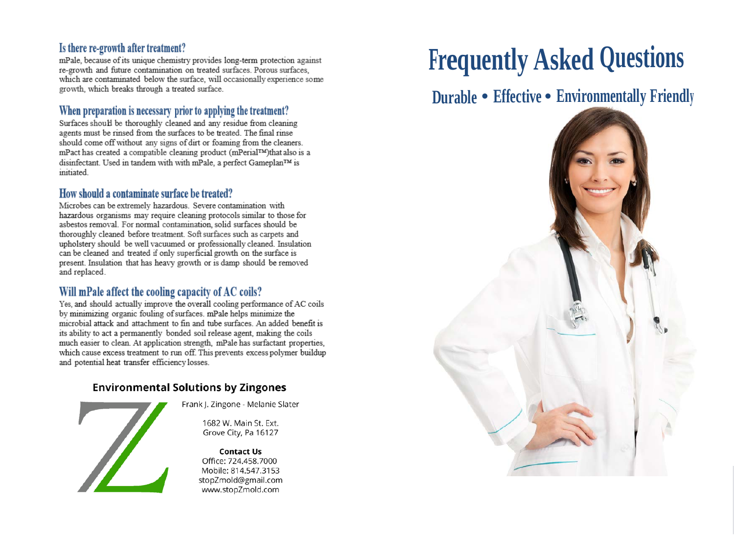## Is there re-growth after treatment?

mPale, because of its unique chemistry provides long-term protection against re-growth and future contamination on treated surfaces. Porous surfaces, which are contaminated below the surface, will occasionally experience some growth, which breaks through a treated surface.

## When preparation is necessary prior to applying the treatment?

Surfaces should be thoroughly cleaned and any residue from cleaning agents must be rinsed from the surfaces to be treated. The final rinse should come off without any signs of dirt or foaming from the cleaners. mPact has created a compatible cleaning product (mPerial™)that also is a disinfectant. Used in tandem with with mPale, a perfect Gameplan™ is initiated.

## How should a contaminate surface be treated?

Microbes can be extremely hazardous. Severe contamination with hazardous organisms may require cleaning protocols similar to those for asbestos removal. For normal contamination, solid surfaces should be thoroughly cleaned before treatment. Soft surfaces such as carpets and upholstery should be well vacuumed or professionally cleaned. Insulation can be cleaned and treated if only superficial growth on the surface is present. Insulation that has heavy growth or is damp should be removed and replaced.

## Will mPale affect the cooling capacity of AC coils?

Yes, and should actually improve the overall cooling performance of AC coils by minimizing organic fouling of surfaces. mPale helps minimize the microbial attack and attachment to fin and tube surfaces. An added benefit is its ability to act a permanently bonded soil release agent, making the coils much easier to clean. At application strength, mPale has surfactant properties, which cause excess treatment to run off. This prevents excess polymer buildup and potential heat transfer efficiency losses.

**Environmental Solutions by Zingones**

Frank J. Zingone - Melanie Slater

1682 W. Main St. Ext.
Grove City, Pa 16127

**Contact Us**
Office: 724.458.7000
Mobile: 814.547.3153
stopZmold@gmail.com
www.stopZmold.com

# Frequently Asked Questions

## Durable • Effective • Environmentally Friendly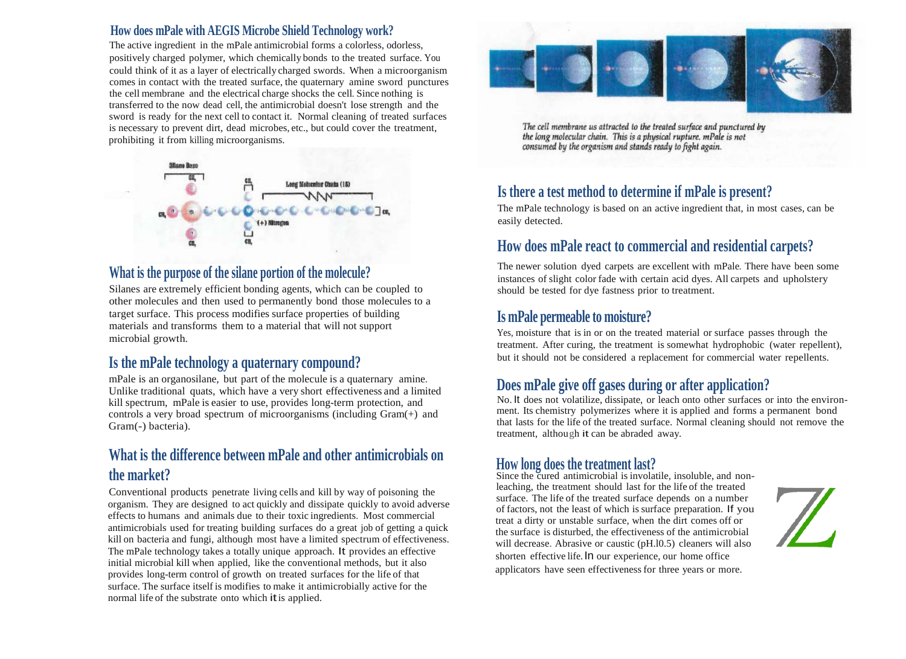## How does mPale with AEGIS Microbe Shield Technology work?

The active ingredient in the mPale antimicrobial forms a colorless, odorless, positively charged polymer, which chemically bonds to the treated surface. You could think of it as a layer of electrically charged swords. When a microorganism comes in contact with the treated surface, the quaternary amine sword punctures the cell membrane and the electrical charge shocks the cell. Since nothing is transferred to the now dead cell, the antimicrobial doesn't lose strength and the sword is ready for the next cell to contact it. Normal cleaning of treated surfaces is necessary to prevent dirt, dead microbes, etc., but could cover the treatment, prohibiting it from killing microorganisms.

Silane Base

Long Molecular Chain (18)

(+) Nitrogen

## What is the purpose of the silane portion of the molecule?

Silanes are extremely efficient bonding agents, which can be coupled to other molecules and then used to permanently bond those molecules to a target surface. This process modifies surface properties of building materials and transforms them to a material that will not support microbial growth.

## Is the mPale technology a quaternary compound?

mPale is an organosilane, but part of the molecule is a quaternary amine. Unlike traditional quats, which have a very short effectiveness and a limited kill spectrum, mPale is easier to use, provides long-term protection, and controls a very broad spectrum of microorganisms (including Gram(+) and Gram(-) bacteria).

## What is the difference between mPale and other antimicrobials on the market?

Conventional products penetrate living cells and kill by way of poisoning the organism. They are designed to act quickly and dissipate quickly to avoid adverse effects to humans and animals due to their toxic ingredients. Most commercial antimicrobials used for treating building surfaces do a great job of getting a quick kill on bacteria and fungi, although most have a limited spectrum of effectiveness. The mPale technology takes a totally unique approach. It provides an effective initial microbial kill when applied, like the conventional methods, but it also provides long-term control of growth on treated surfaces for the life of that surface. The surface itself is modifies to make it antimicrobially active for the normal life of the substrate onto which it is applied.

*The cell membrane us attracted to the treated surface and punctured by the long molecular chain. This is a physical rupture. mPale is not consumed by the organism and stands ready to fight again.*

## Is there a test method to determine if mPale is present?

The mPale technology is based on an active ingredient that, in most cases, can be easily detected.

## How does mPale react to commercial and residential carpets?

The newer solution dyed carpets are excellent with mPale. There have been some instances of slight color fade with certain acid dyes. All carpets and upholstery should be tested for dye fastness prior to treatment.

## Is mPale permeable to moisture?

Yes, moisture that is in or on the treated material or surface passes through the treatment. After curing, the treatment is somewhat hydrophobic (water repellent), but it should not be considered a replacement for commercial water repellents.

## Does mPale give off gases during or after application?

No. It does not volatilize, dissipate, or leach onto other surfaces or into the environment. Its chemistry polymerizes where it is applied and forms a permanent bond that lasts for the life of the treated surface. Normal cleaning should not remove the treatment, although it can be abraded away.

## How long does the treatment last?

Since the cured antimicrobial is involatile, insoluble, and non-leaching, the treatment should last for the life of the treated surface. The life of the treated surface depends on a number of factors, not the least of which is surface preparation. If you treat a dirty or unstable surface, when the dirt comes off or the surface is disturbed, the effectiveness of the antimicrobial will decrease. Abrasive or caustic (pH.l0.5) cleaners will also shorten effective life. In our experience, our home office applicators have seen effectiveness for three years or more.